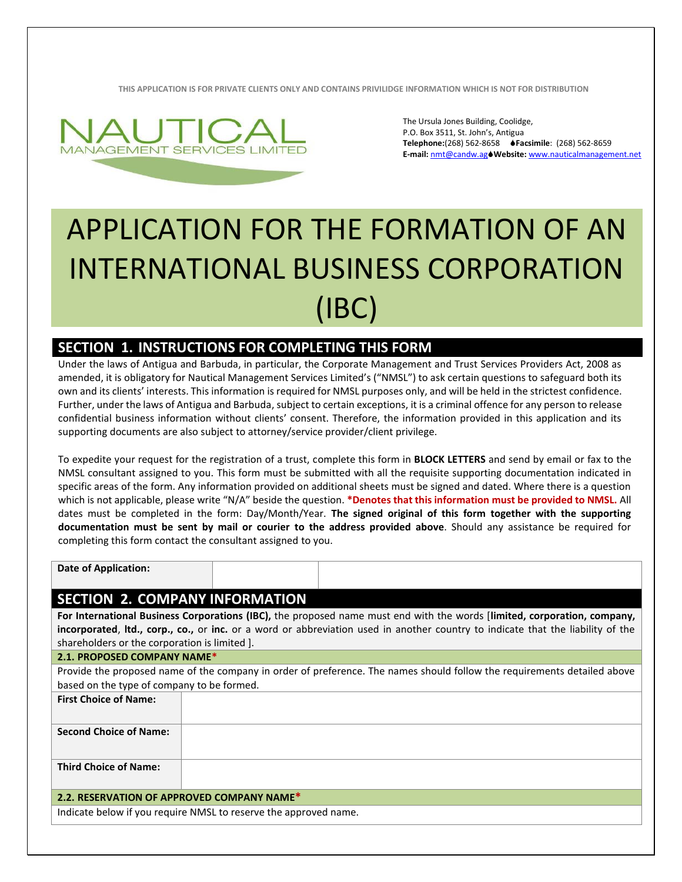THIS APPLICATION IS FOR PRIVATE CLIENTS ONLY AND CONTAINS PRIVILIDGE INFORMATION WHICH IS NOT FOR DISTRIBUTION

NAUTICAL
MANAGEMENT SERVICES LIMITED

The Ursula Jones Building, Coolidge,
P.O. Box 3511, St. John's, Antigua
**Telephone:**(268) 562-8658 **Facsimile**: (268) 562-8659
**E-mail:** nmt@candw.ag **Website:** www.nauticalmanagement.net

# APPLICATION FOR THE FORMATION OF AN INTERNATIONAL BUSINESS CORPORATION (IBC)

## SECTION 1. INSTRUCTIONS FOR COMPLETING THIS FORM

Under the laws of Antigua and Barbuda, in particular, the Corporate Management and Trust Services Providers Act, 2008 as amended, it is obligatory for Nautical Management Services Limited's ("NMSL") to ask certain questions to safeguard both its own and its clients' interests. This information is required for NMSL purposes only, and will be held in the strictest confidence. Further, under the laws of Antigua and Barbuda, subject to certain exceptions, it is a criminal offence for any person to release confidential business information without clients' consent. Therefore, the information provided in this application and its supporting documents are also subject to attorney/service provider/client privilege.

To expedite your request for the registration of a trust, complete this form in **BLOCK LETTERS** and send by email or fax to the NMSL consultant assigned to you. This form must be submitted with all the requisite supporting documentation indicated in specific areas of the form. Any information provided on additional sheets must be signed and dated. Where there is a question which is not applicable, please write "N/A" beside the question. ***Denotes that this information must be provided to NMSL.** All dates must be completed in the form: Day/Month/Year. **The signed original of this form together with the supporting documentation must be sent by mail or courier to the address provided above**. Should any assistance be required for completing this form contact the consultant assigned to you.

| **Date of Application:** | | |
|---|---|---|

## SECTION 2. COMPANY INFORMATION

**For International Business Corporations (IBC),** the proposed name must end with the words [**limited, corporation, company, incorporated**, **ltd., corp., co.,** or **inc.** or a word or abbreviation used in another country to indicate that the liability of the shareholders or the corporation is limited ].

### 2.1. PROPOSED COMPANY NAME*

Provide the proposed name of the company in order of preference. The names should follow the requirements detailed above based on the type of company to be formed.

| **First Choice of Name:** | |
|---|---|
| **Second Choice of Name:** | |
| **Third Choice of Name:** | |

### 2.2. RESERVATION OF APPROVED COMPANY NAME*

Indicate below if you require NMSL to reserve the approved name.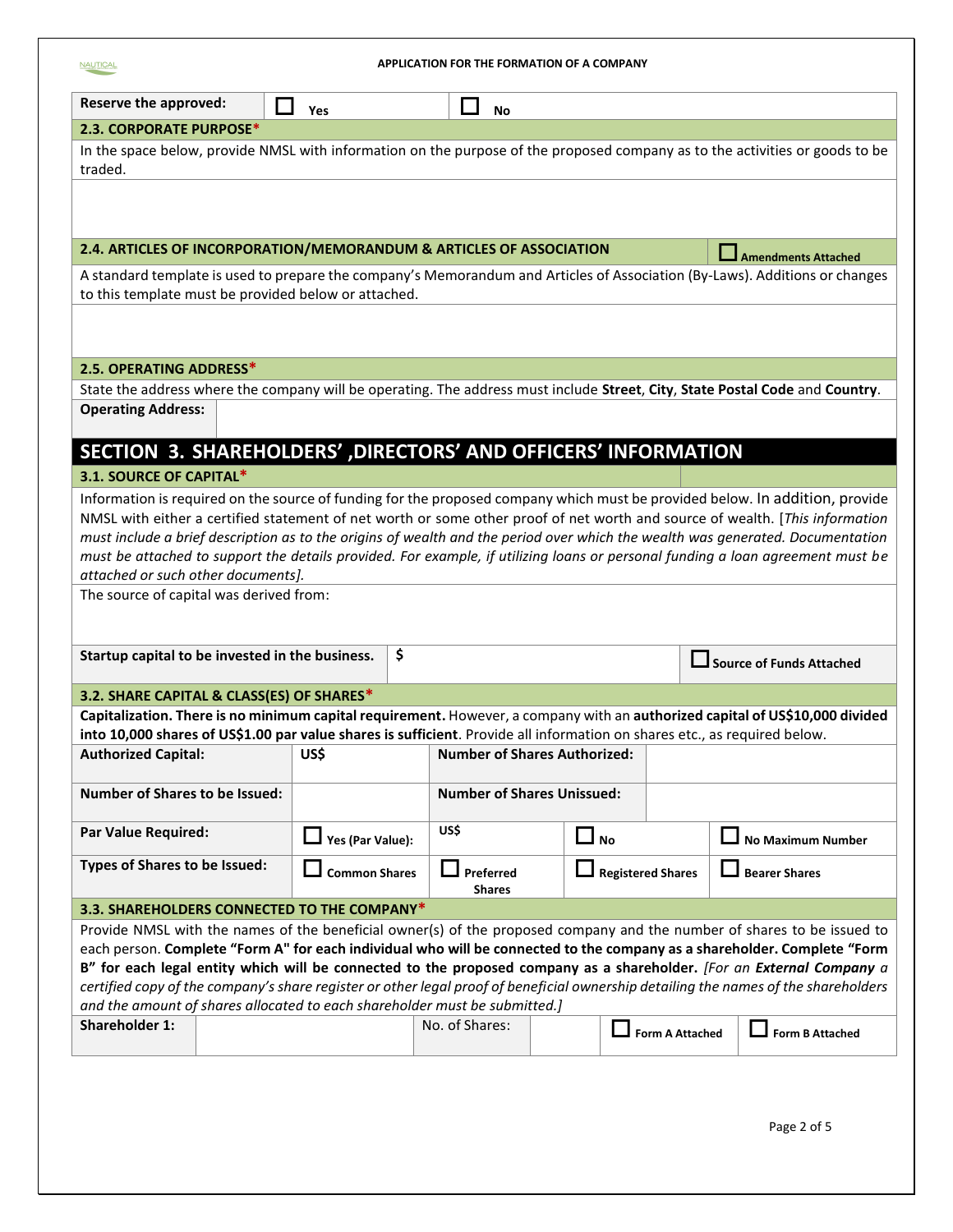| Reserve the approved: | ☐ Yes | ☐ No |
|---|---|---|

### 2.3. CORPORATE PURPOSE*

In the space below, provide NMSL with information on the purpose of the proposed company as to the activities or goods to be traded.

### 2.4. ARTICLES OF INCORPORATION/MEMORANDUM & ARTICLES OF ASSOCIATION

☐ Amendments Attached

A standard template is used to prepare the company's Memorandum and Articles of Association (By-Laws). Additions or changes to this template must be provided below or attached.

### 2.5. OPERATING ADDRESS*

State the address where the company will be operating. The address must include **Street**, **City**, **State Postal Code** and **Country**.

| Operating Address: | |
|---|---|

## SECTION 3. SHAREHOLDERS' ,DIRECTORS' AND OFFICERS' INFORMATION

### 3.1. SOURCE OF CAPITAL*

Information is required on the source of funding for the proposed company which must be provided below. In addition, provide NMSL with either a certified statement of net worth or some other proof of net worth and source of wealth. [*This information must include a brief description as to the origins of wealth and the period over which the wealth was generated. Documentation must be attached to support the details provided. For example, if utilizing loans or personal funding a loan agreement must be attached or such other documents*].

The source of capital was derived from:

| Startup capital to be invested in the business. | $ | ☐ Source of Funds Attached |
|---|---|---|

### 3.2. SHARE CAPITAL & CLASS(ES) OF SHARES*

**Capitalization. There is no minimum capital requirement.** However, a company with an **authorized capital of US$10,000 divided into 10,000 shares of US$1.00 par value shares is sufficient**. Provide all information on shares etc., as required below.

| Authorized Capital: | US$ | Number of Shares Authorized: | | |
|---|---|---|---|---|
| **Number of Shares to be Issued:** | | **Number of Shares Unissued:** | | |
| **Par Value Required:** | ☐ Yes (Par Value): | US$ | ☐ No | ☐ No Maximum Number |
| **Types of Shares to be Issued:** | ☐ Common Shares | ☐ Preferred Shares | ☐ Registered Shares | ☐ Bearer Shares |

### 3.3. SHAREHOLDERS CONNECTED TO THE COMPANY*

Provide NMSL with the names of the beneficial owner(s) of the proposed company and the number of shares to be issued to each person. **Complete "Form A" for each individual who will be connected to the company as a shareholder. Complete "Form B" for each legal entity which will be connected to the proposed company as a shareholder.** [*For an **External Company** a certified copy of the company's share register or other legal proof of beneficial ownership detailing the names of the shareholders and the amount of shares allocated to each shareholder must be submitted.*]

| Shareholder 1: | | No. of Shares: | | ☐ Form A Attached | ☐ Form B Attached |
|---|---|---|---|---|---|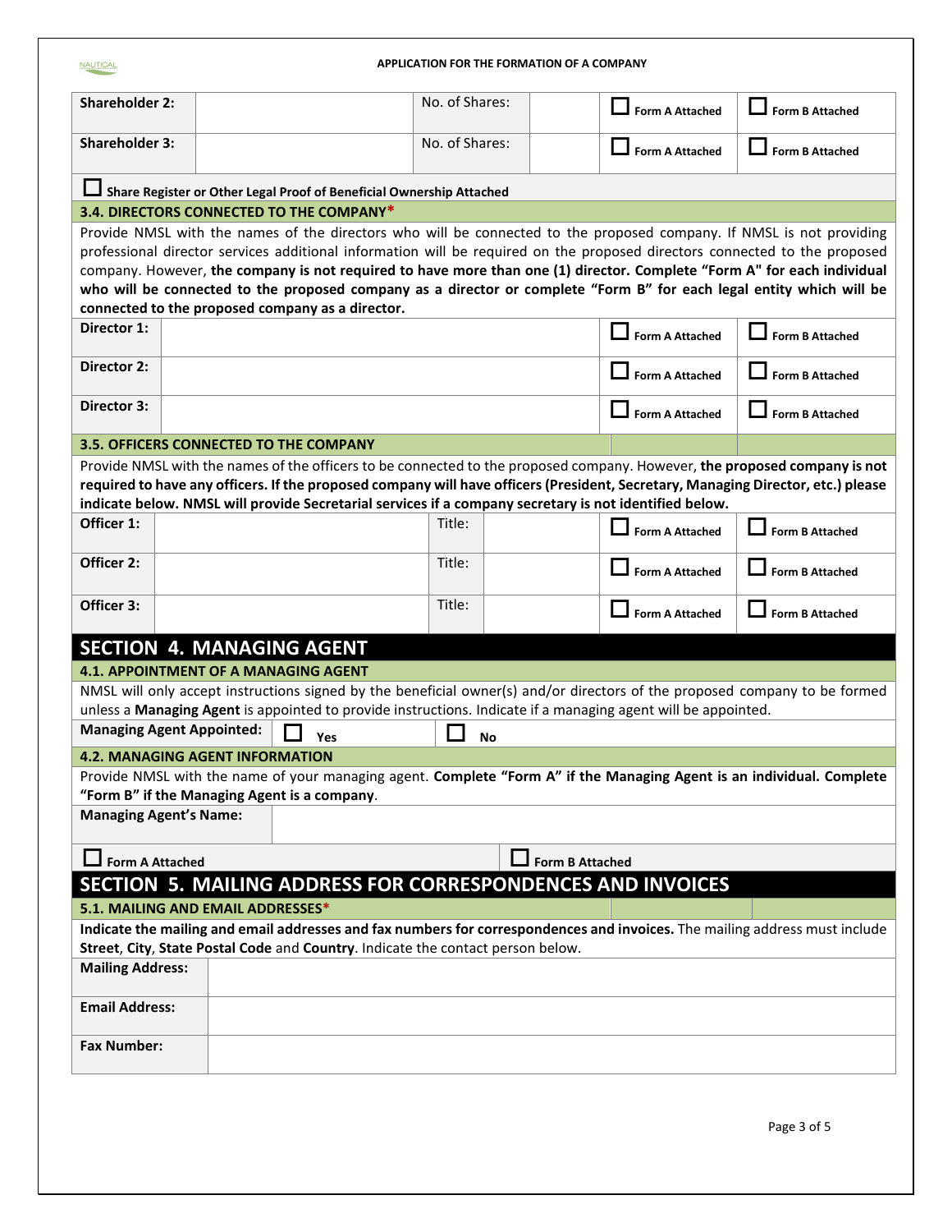| Shareholder 2: | | No. of Shares: | | ☐ Form A Attached | ☐ Form B Attached |
|---|---|---|---|---|---|
| **Shareholder 3:** | | No. of Shares: | | ☐ Form A Attached | ☐ Form B Attached |

☐ **Share Register or Other Legal Proof of Beneficial Ownership Attached**

### 3.4. DIRECTORS CONNECTED TO THE COMPANY*

Provide NMSL with the names of the directors who will be connected to the proposed company. If NMSL is not providing professional director services additional information will be required on the proposed directors connected to the proposed company. However, **the company is not required to have more than one (1) director. Complete "Form A" for each individual who will be connected to the proposed company as a director or complete "Form B" for each legal entity which will be connected to the proposed company as a director.**

| Director 1: | | ☐ Form A Attached | ☐ Form B Attached |
|---|---|---|---|
| **Director 2:** | | ☐ Form A Attached | ☐ Form B Attached |
| **Director 3:** | | ☐ Form A Attached | ☐ Form B Attached |

### 3.5. OFFICERS CONNECTED TO THE COMPANY

Provide NMSL with the names of the officers to be connected to the proposed company. However, **the proposed company is not required to have any officers. If the proposed company will have officers (President, Secretary, Managing Director, etc.) please indicate below. NMSL will provide Secretarial services if a company secretary is not identified below.**

| Officer 1: | | Title: | | ☐ Form A Attached | ☐ Form B Attached |
|---|---|---|---|---|---|
| **Officer 2:** | | Title: | | ☐ Form A Attached | ☐ Form B Attached |
| **Officer 3:** | | Title: | | ☐ Form A Attached | ☐ Form B Attached |

## SECTION 4. MANAGING AGENT

### 4.1. APPOINTMENT OF A MANAGING AGENT

NMSL will only accept instructions signed by the beneficial owner(s) and/or directors of the proposed company to be formed unless a **Managing Agent** is appointed to provide instructions. Indicate if a managing agent will be appointed.

**Managing Agent Appointed:** ☐ **Yes** ☐ **No**

### 4.2. MANAGING AGENT INFORMATION

Provide NMSL with the name of your managing agent. **Complete "Form A" if the Managing Agent is an individual. Complete "Form B" if the Managing Agent is a company**.

| Managing Agent's Name: | |
|---|---|

☐ **Form A Attached** ☐ **Form B Attached**

## SECTION 5. MAILING ADDRESS FOR CORRESPONDENCES AND INVOICES

### 5.1. MAILING AND EMAIL ADDRESSES*

**Indicate the mailing and email addresses and fax numbers for correspondences and invoices.** The mailing address must include **Street**, **City**, **State Postal Code** and **Country**. Indicate the contact person below.

| Mailing Address: | |
|---|---|
| **Email Address:** | |
| **Fax Number:** | |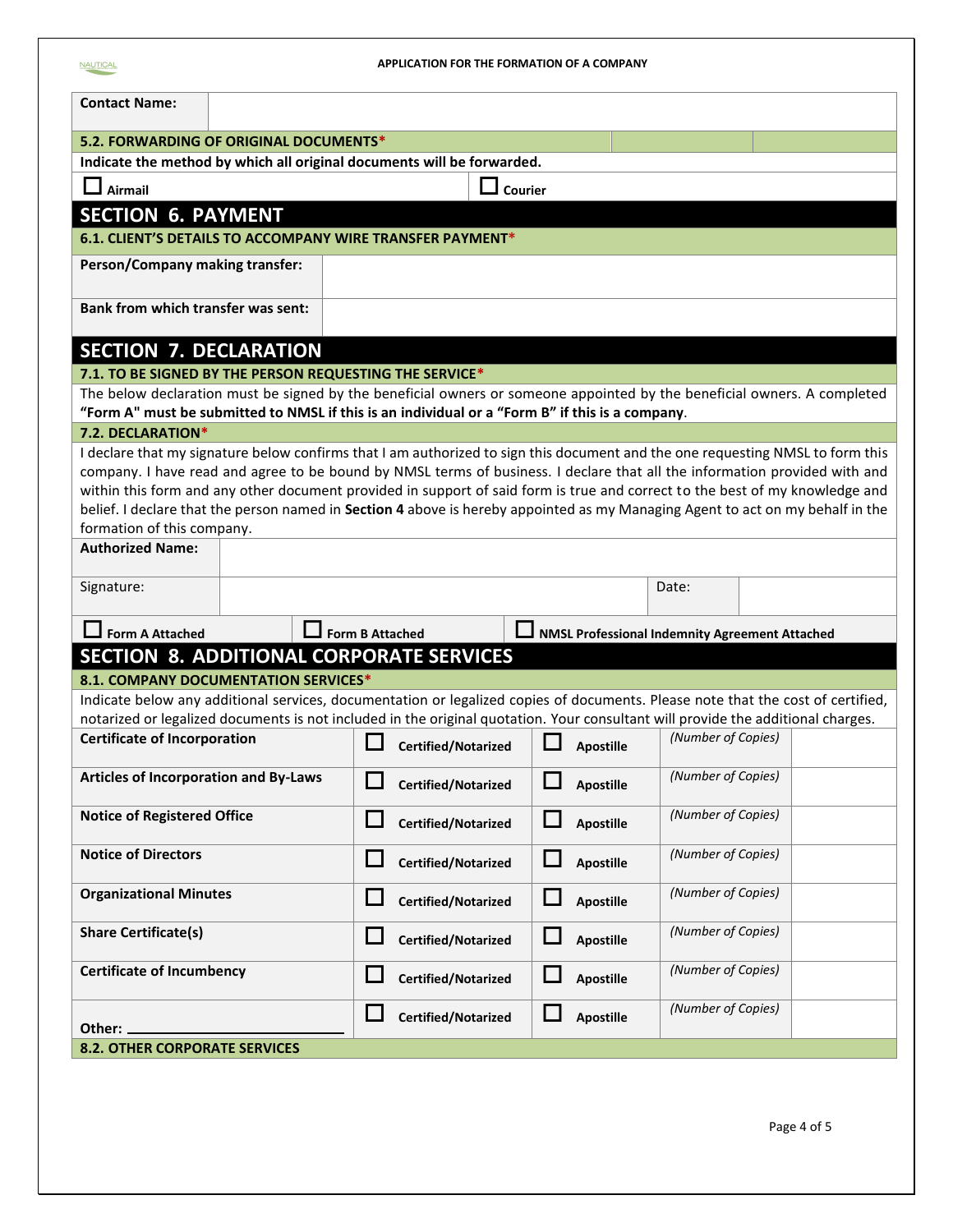| Contact Name: | |
|---|---|

**5.2. FORWARDING OF ORIGINAL DOCUMENTS***

**Indicate the method by which all original documents will be forwarded.**

☐ **Airmail** ☐ **Courier**

## SECTION 6. PAYMENT

**6.1. CLIENT'S DETAILS TO ACCOMPANY WIRE TRANSFER PAYMENT***

| Person/Company making transfer: | |
|---|---|
| Bank from which transfer was sent: | |

## SECTION 7. DECLARATION

**7.1. TO BE SIGNED BY THE PERSON REQUESTING THE SERVICE***

The below declaration must be signed by the beneficial owners or someone appointed by the beneficial owners. A completed **"Form A" must be submitted to NMSL if this is an individual or a "Form B" if this is a company**.

**7.2. DECLARATION***

I declare that my signature below confirms that I am authorized to sign this document and the one requesting NMSL to form this company. I have read and agree to be bound by NMSL terms of business. I declare that all the information provided with and within this form and any other document provided in support of said form is true and correct to the best of my knowledge and belief. I declare that the person named in **Section 4** above is hereby appointed as my Managing Agent to act on my behalf in the formation of this company.

| Authorized Name: | | | |
|---|---|---|---|
| Signature: | | Date: | |

☐ **Form A Attached** ☐ **Form B Attached** ☐ **NMSL Professional Indemnity Agreement Attached**

## SECTION 8. ADDITIONAL CORPORATE SERVICES

**8.1. COMPANY DOCUMENTATION SERVICES***

Indicate below any additional services, documentation or legalized copies of documents. Please note that the cost of certified, notarized or legalized documents is not included in the original quotation. Your consultant will provide the additional charges.

| Document | Certified/Notarized | Apostille | *(Number of Copies)* | |
|---|---|---|---|---|
| **Certificate of Incorporation** | ☐ **Certified/Notarized** | ☐ **Apostille** | *(Number of Copies)* | |
| **Articles of Incorporation and By-Laws** | ☐ **Certified/Notarized** | ☐ **Apostille** | *(Number of Copies)* | |
| **Notice of Registered Office** | ☐ **Certified/Notarized** | ☐ **Apostille** | *(Number of Copies)* | |
| **Notice of Directors** | ☐ **Certified/Notarized** | ☐ **Apostille** | *(Number of Copies)* | |
| **Organizational Minutes** | ☐ **Certified/Notarized** | ☐ **Apostille** | *(Number of Copies)* | |
| **Share Certificate(s)** | ☐ **Certified/Notarized** | ☐ **Apostille** | *(Number of Copies)* | |
| **Certificate of Incumbency** | ☐ **Certified/Notarized** | ☐ **Apostille** | *(Number of Copies)* | |
| **Other:** ____________________ | ☐ **Certified/Notarized** | ☐ **Apostille** | *(Number of Copies)* | |

**8.2. OTHER CORPORATE SERVICES**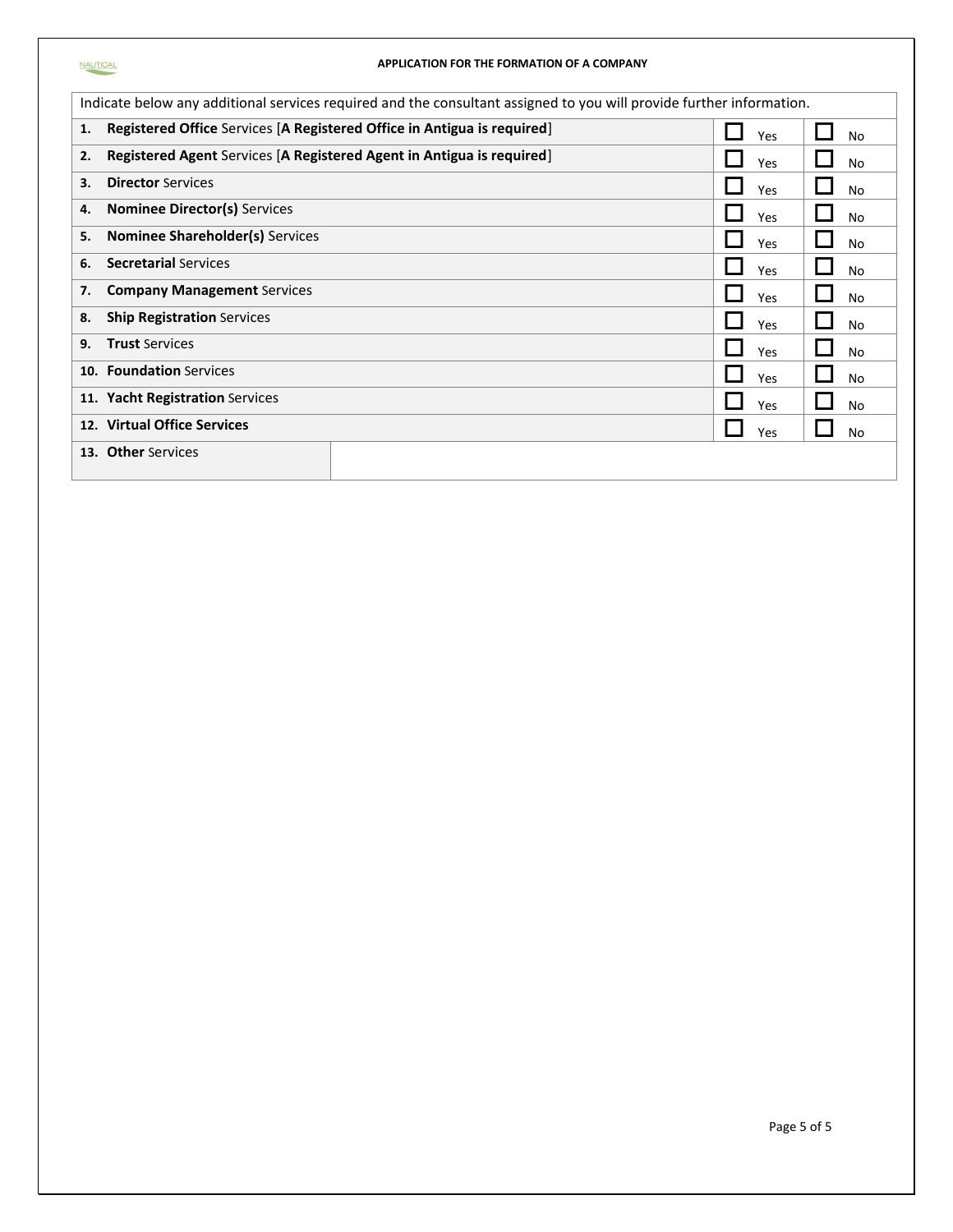| Indicate below any additional services required and the consultant assigned to you will provide further information. | | |
|---|---|---|
| 1. **Registered Office** Services [**A Registered Office in Antigua is required**] | ☐ Yes | ☐ No |
| 2. **Registered Agent** Services [**A Registered Agent in Antigua is required**] | ☐ Yes | ☐ No |
| 3. **Director** Services | ☐ Yes | ☐ No |
| 4. **Nominee Director(s)** Services | ☐ Yes | ☐ No |
| 5. **Nominee Shareholder(s)** Services | ☐ Yes | ☐ No |
| 6. **Secretarial** Services | ☐ Yes | ☐ No |
| 7. **Company Management** Services | ☐ Yes | ☐ No |
| 8. **Ship Registration** Services | ☐ Yes | ☐ No |
| 9. **Trust** Services | ☐ Yes | ☐ No |
| 10. **Foundation** Services | ☐ Yes | ☐ No |
| 11. **Yacht Registration** Services | ☐ Yes | ☐ No |
| 12. **Virtual Office Services** | ☐ Yes | ☐ No |
| 13. **Other** Services | | |